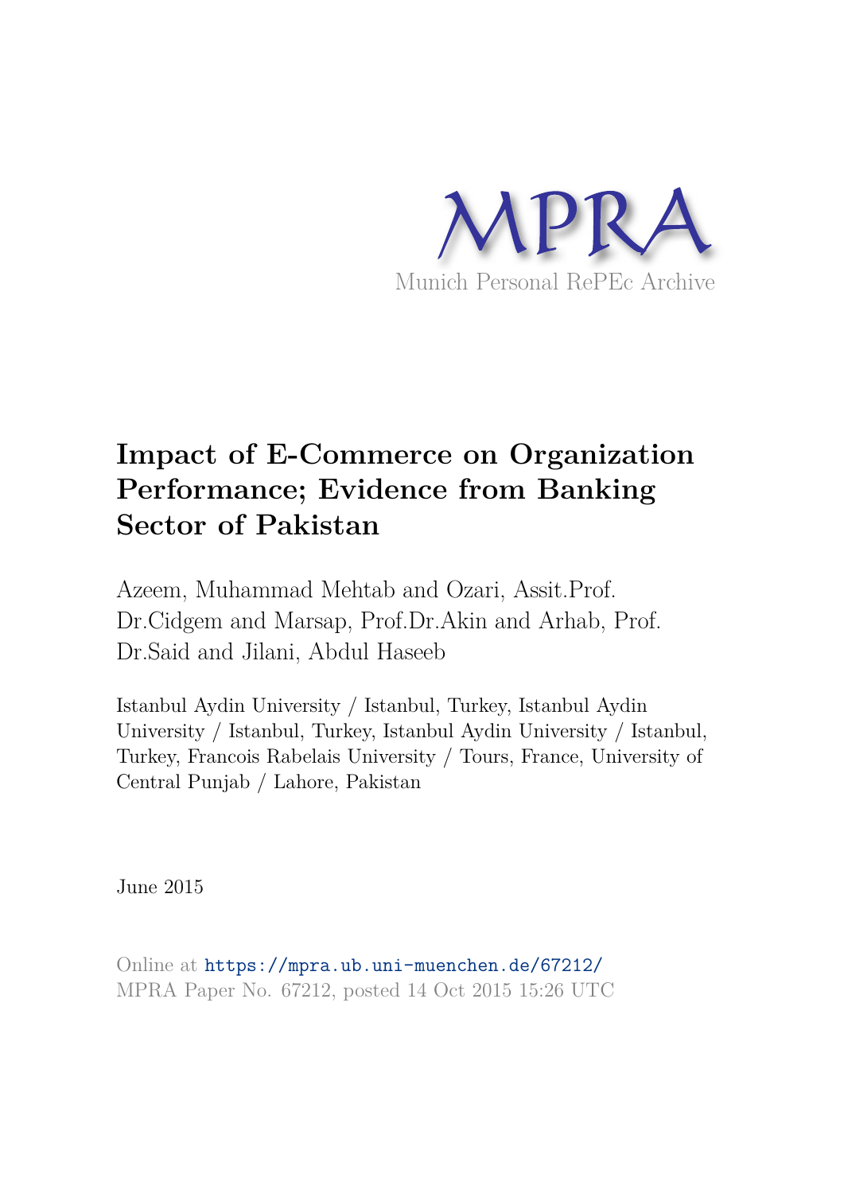MPRA

Munich Personal RePEc Archive

# Impact of E-Commerce on Organization Performance; Evidence from Banking Sector of Pakistan

Azeem, Muhammad Mehtab and Ozari, Assit.Prof. Dr.Cidgem and Marsap, Prof.Dr.Akin and Arhab, Prof. Dr.Said and Jilani, Abdul Haseeb

Istanbul Aydin University / Istanbul, Turkey, Istanbul Aydin University / Istanbul, Turkey, Istanbul Aydin University / Istanbul, Turkey, Francois Rabelais University / Tours, France, University of Central Punjab / Lahore, Pakistan

June 2015

Online at https://mpra.ub.uni-muenchen.de/67212/
MPRA Paper No. 67212, posted 14 Oct 2015 15:26 UTC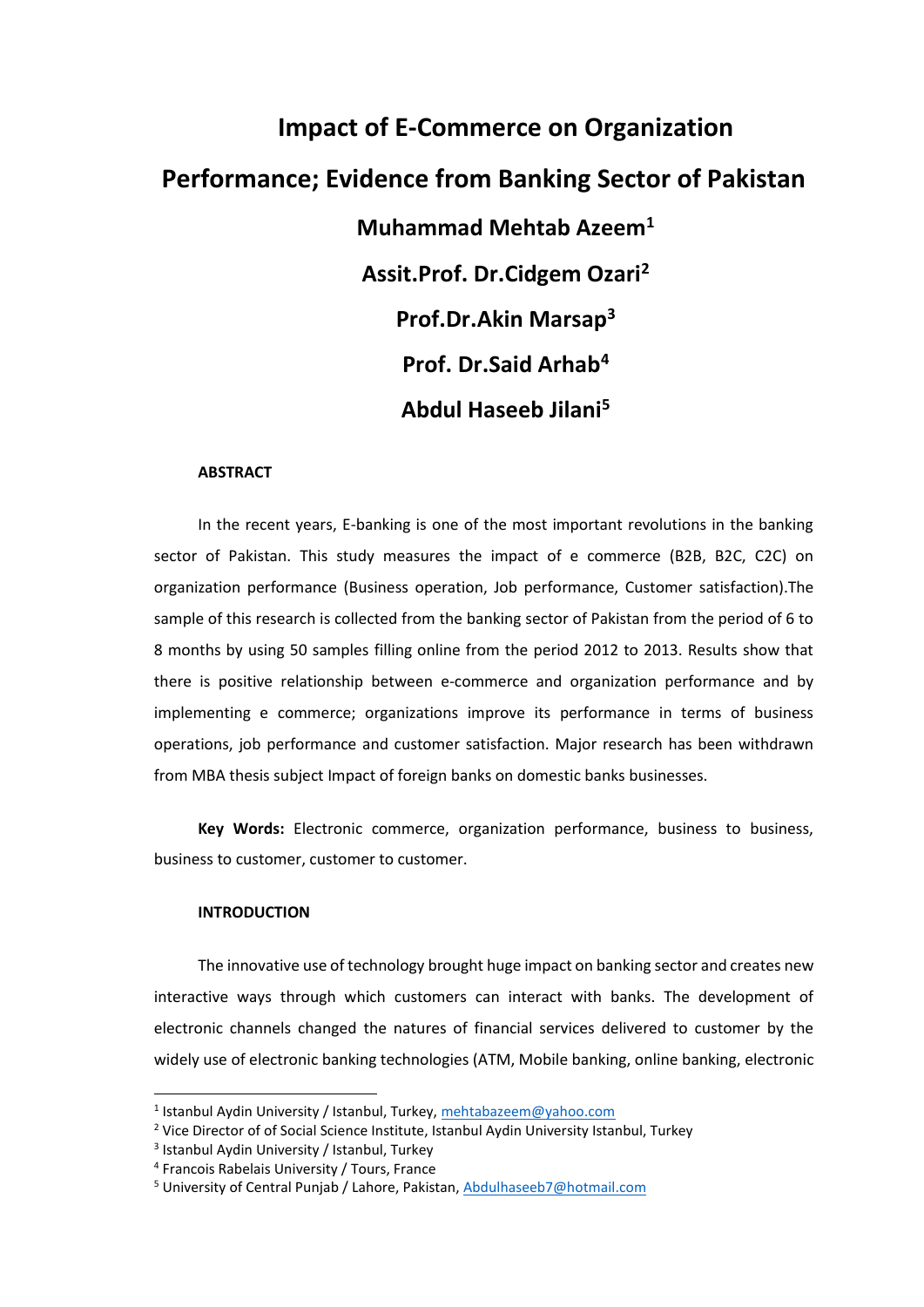# Impact of E-Commerce on Organization Performance; Evidence from Banking Sector of Pakistan

**Muhammad Mehtab Azeem[1]**

**Assit.Prof. Dr.Cidgem Ozari[2]**

**Prof.Dr.Akin Marsap[3]**

**Prof. Dr.Said Arhab[4]**

**Abdul Haseeb Jilani[5]**

**ABSTRACT**

In the recent years, E-banking is one of the most important revolutions in the banking sector of Pakistan. This study measures the impact of e commerce (B2B, B2C, C2C) on organization performance (Business operation, Job performance, Customer satisfaction).The sample of this research is collected from the banking sector of Pakistan from the period of 6 to 8 months by using 50 samples filling online from the period 2012 to 2013. Results show that there is positive relationship between e-commerce and organization performance and by implementing e commerce; organizations improve its performance in terms of business operations, job performance and customer satisfaction. Major research has been withdrawn from MBA thesis subject Impact of foreign banks on domestic banks businesses.

**Key Words:** Electronic commerce, organization performance, business to business, business to customer, customer to customer.

**INTRODUCTION**

The innovative use of technology brought huge impact on banking sector and creates new interactive ways through which customers can interact with banks. The development of electronic channels changed the natures of financial services delivered to customer by the widely use of electronic banking technologies (ATM, Mobile banking, online banking, electronic

---

[1] Istanbul Aydin University / Istanbul, Turkey, mehtabazeem@yahoo.com

[2] Vice Director of of Social Science Institute, Istanbul Aydin University Istanbul, Turkey

[3] Istanbul Aydin University / Istanbul, Turkey

[4] Francois Rabelais University / Tours, France

[5] University of Central Punjab / Lahore, Pakistan, Abdulhaseeb7@hotmail.com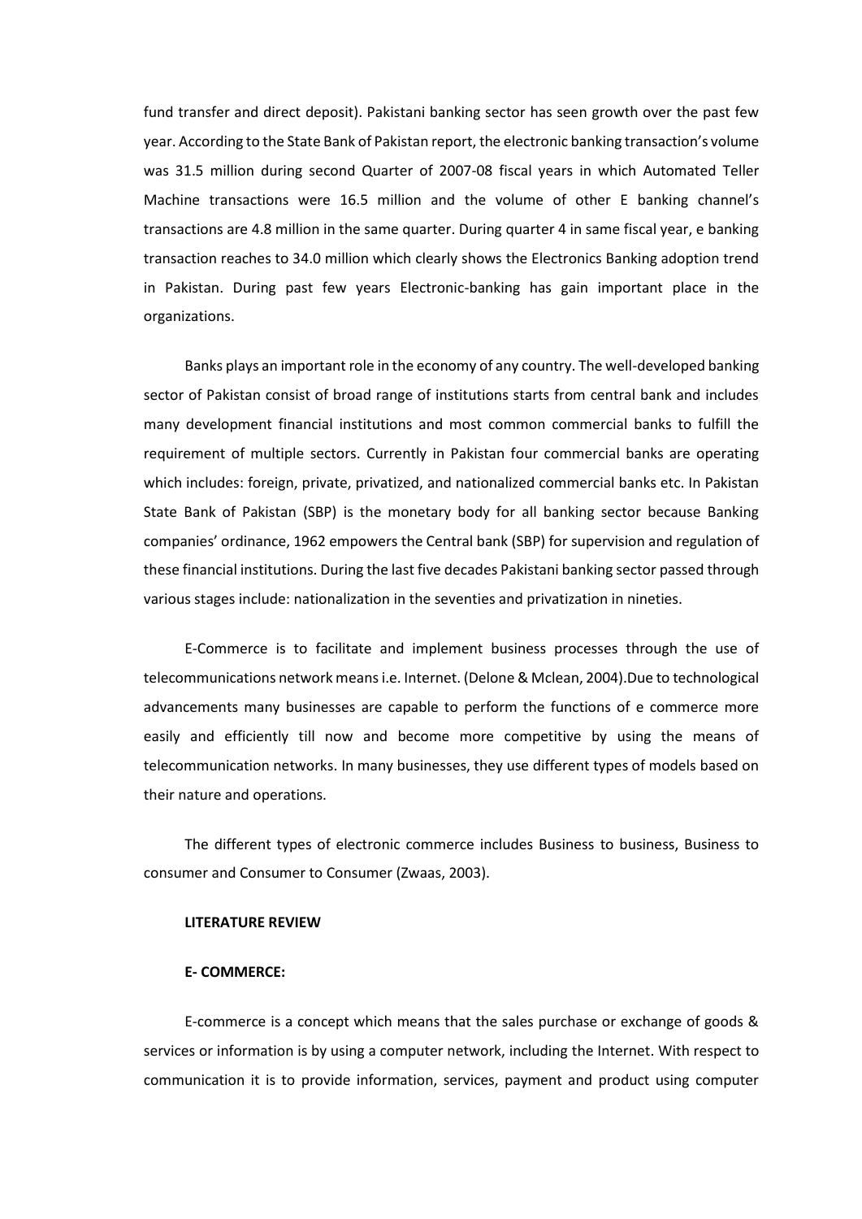fund transfer and direct deposit). Pakistani banking sector has seen growth over the past few year. According to the State Bank of Pakistan report, the electronic banking transaction's volume was 31.5 million during second Quarter of 2007-08 fiscal years in which Automated Teller Machine transactions were 16.5 million and the volume of other E banking channel's transactions are 4.8 million in the same quarter. During quarter 4 in same fiscal year, e banking transaction reaches to 34.0 million which clearly shows the Electronics Banking adoption trend in Pakistan. During past few years Electronic-banking has gain important place in the organizations.

Banks plays an important role in the economy of any country. The well-developed banking sector of Pakistan consist of broad range of institutions starts from central bank and includes many development financial institutions and most common commercial banks to fulfill the requirement of multiple sectors. Currently in Pakistan four commercial banks are operating which includes: foreign, private, privatized, and nationalized commercial banks etc. In Pakistan State Bank of Pakistan (SBP) is the monetary body for all banking sector because Banking companies' ordinance, 1962 empowers the Central bank (SBP) for supervision and regulation of these financial institutions. During the last five decades Pakistani banking sector passed through various stages include: nationalization in the seventies and privatization in nineties.

E-Commerce is to facilitate and implement business processes through the use of telecommunications network means i.e. Internet. (Delone & Mclean, 2004).Due to technological advancements many businesses are capable to perform the functions of e commerce more easily and efficiently till now and become more competitive by using the means of telecommunication networks. In many businesses, they use different types of models based on their nature and operations.

The different types of electronic commerce includes Business to business, Business to consumer and Consumer to Consumer (Zwaas, 2003).

## LITERATURE REVIEW

### E- COMMERCE:

E-commerce is a concept which means that the sales purchase or exchange of goods & services or information is by using a computer network, including the Internet. With respect to communication it is to provide information, services, payment and product using computer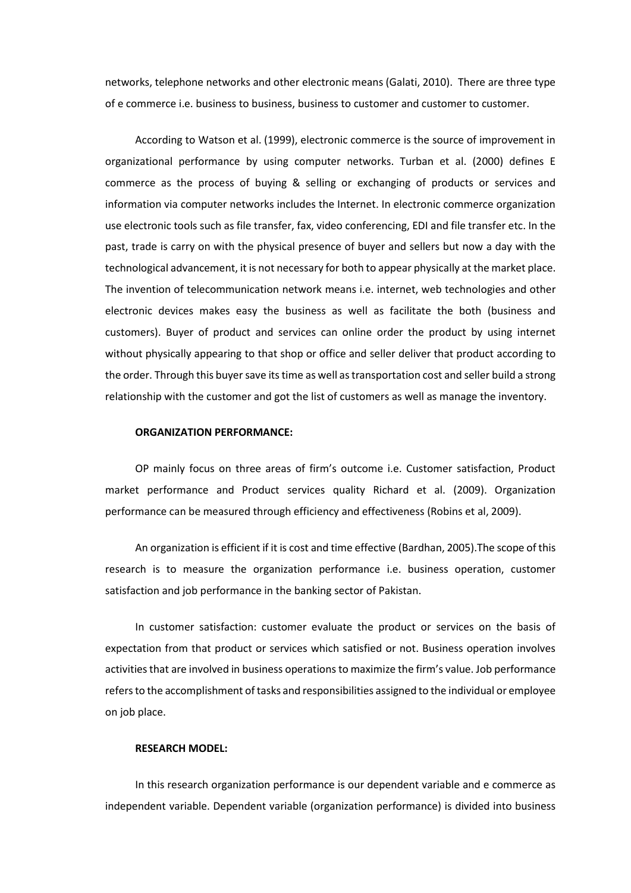networks, telephone networks and other electronic means (Galati, 2010). There are three type of e commerce i.e. business to business, business to customer and customer to customer.

According to Watson et al. (1999), electronic commerce is the source of improvement in organizational performance by using computer networks. Turban et al. (2000) defines E commerce as the process of buying & selling or exchanging of products or services and information via computer networks includes the Internet. In electronic commerce organization use electronic tools such as file transfer, fax, video conferencing, EDI and file transfer etc. In the past, trade is carry on with the physical presence of buyer and sellers but now a day with the technological advancement, it is not necessary for both to appear physically at the market place. The invention of telecommunication network means i.e. internet, web technologies and other electronic devices makes easy the business as well as facilitate the both (business and customers). Buyer of product and services can online order the product by using internet without physically appearing to that shop or office and seller deliver that product according to the order. Through this buyer save its time as well as transportation cost and seller build a strong relationship with the customer and got the list of customers as well as manage the inventory.

**ORGANIZATION PERFORMANCE:**

OP mainly focus on three areas of firm's outcome i.e. Customer satisfaction, Product market performance and Product services quality Richard et al. (2009). Organization performance can be measured through efficiency and effectiveness (Robins et al, 2009).

An organization is efficient if it is cost and time effective (Bardhan, 2005).The scope of this research is to measure the organization performance i.e. business operation, customer satisfaction and job performance in the banking sector of Pakistan.

In customer satisfaction: customer evaluate the product or services on the basis of expectation from that product or services which satisfied or not. Business operation involves activities that are involved in business operations to maximize the firm's value. Job performance refers to the accomplishment of tasks and responsibilities assigned to the individual or employee on job place.

**RESEARCH MODEL:**

In this research organization performance is our dependent variable and e commerce as independent variable. Dependent variable (organization performance) is divided into business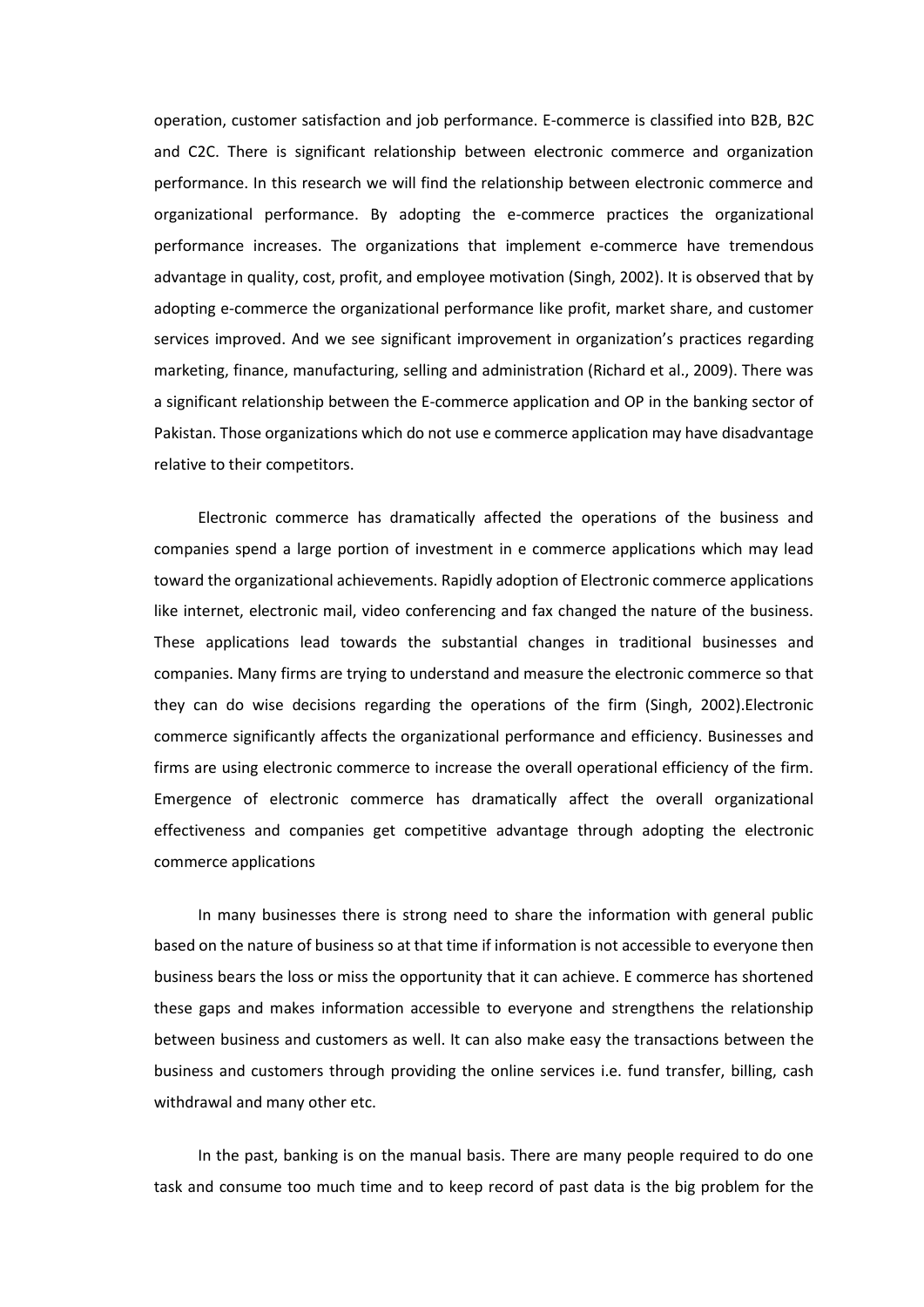operation, customer satisfaction and job performance. E-commerce is classified into B2B, B2C and C2C. There is significant relationship between electronic commerce and organization performance. In this research we will find the relationship between electronic commerce and organizational performance. By adopting the e-commerce practices the organizational performance increases. The organizations that implement e-commerce have tremendous advantage in quality, cost, profit, and employee motivation (Singh, 2002). It is observed that by adopting e-commerce the organizational performance like profit, market share, and customer services improved. And we see significant improvement in organization's practices regarding marketing, finance, manufacturing, selling and administration (Richard et al., 2009). There was a significant relationship between the E-commerce application and OP in the banking sector of Pakistan. Those organizations which do not use e commerce application may have disadvantage relative to their competitors.

Electronic commerce has dramatically affected the operations of the business and companies spend a large portion of investment in e commerce applications which may lead toward the organizational achievements. Rapidly adoption of Electronic commerce applications like internet, electronic mail, video conferencing and fax changed the nature of the business. These applications lead towards the substantial changes in traditional businesses and companies. Many firms are trying to understand and measure the electronic commerce so that they can do wise decisions regarding the operations of the firm (Singh, 2002).Electronic commerce significantly affects the organizational performance and efficiency. Businesses and firms are using electronic commerce to increase the overall operational efficiency of the firm. Emergence of electronic commerce has dramatically affect the overall organizational effectiveness and companies get competitive advantage through adopting the electronic commerce applications

In many businesses there is strong need to share the information with general public based on the nature of business so at that time if information is not accessible to everyone then business bears the loss or miss the opportunity that it can achieve. E commerce has shortened these gaps and makes information accessible to everyone and strengthens the relationship between business and customers as well. It can also make easy the transactions between the business and customers through providing the online services i.e. fund transfer, billing, cash withdrawal and many other etc.

In the past, banking is on the manual basis. There are many people required to do one task and consume too much time and to keep record of past data is the big problem for the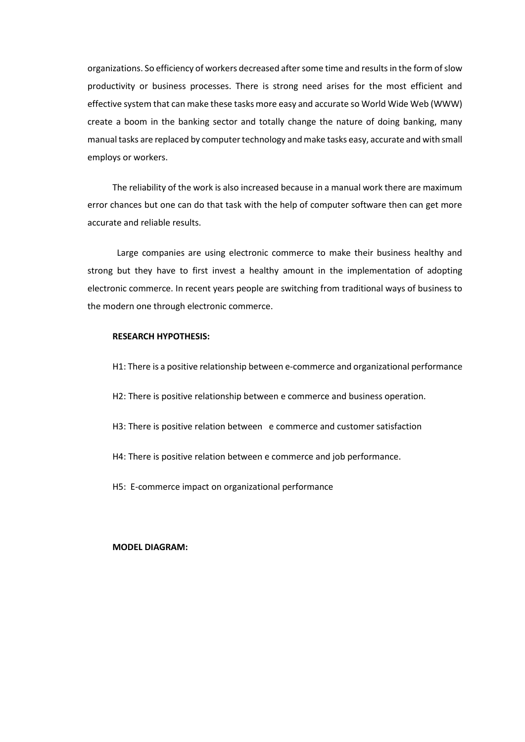organizations. So efficiency of workers decreased after some time and results in the form of slow productivity or business processes. There is strong need arises for the most efficient and effective system that can make these tasks more easy and accurate so World Wide Web (WWW) create a boom in the banking sector and totally change the nature of doing banking, many manual tasks are replaced by computer technology and make tasks easy, accurate and with small employs or workers.

The reliability of the work is also increased because in a manual work there are maximum error chances but one can do that task with the help of computer software then can get more accurate and reliable results.

Large companies are using electronic commerce to make their business healthy and strong but they have to first invest a healthy amount in the implementation of adopting electronic commerce. In recent years people are switching from traditional ways of business to the modern one through electronic commerce.

**RESEARCH HYPOTHESIS:**

H1: There is a positive relationship between e-commerce and organizational performance

H2: There is positive relationship between e commerce and business operation.

H3: There is positive relation between e commerce and customer satisfaction

H4: There is positive relation between e commerce and job performance.

H5: E-commerce impact on organizational performance

**MODEL DIAGRAM:**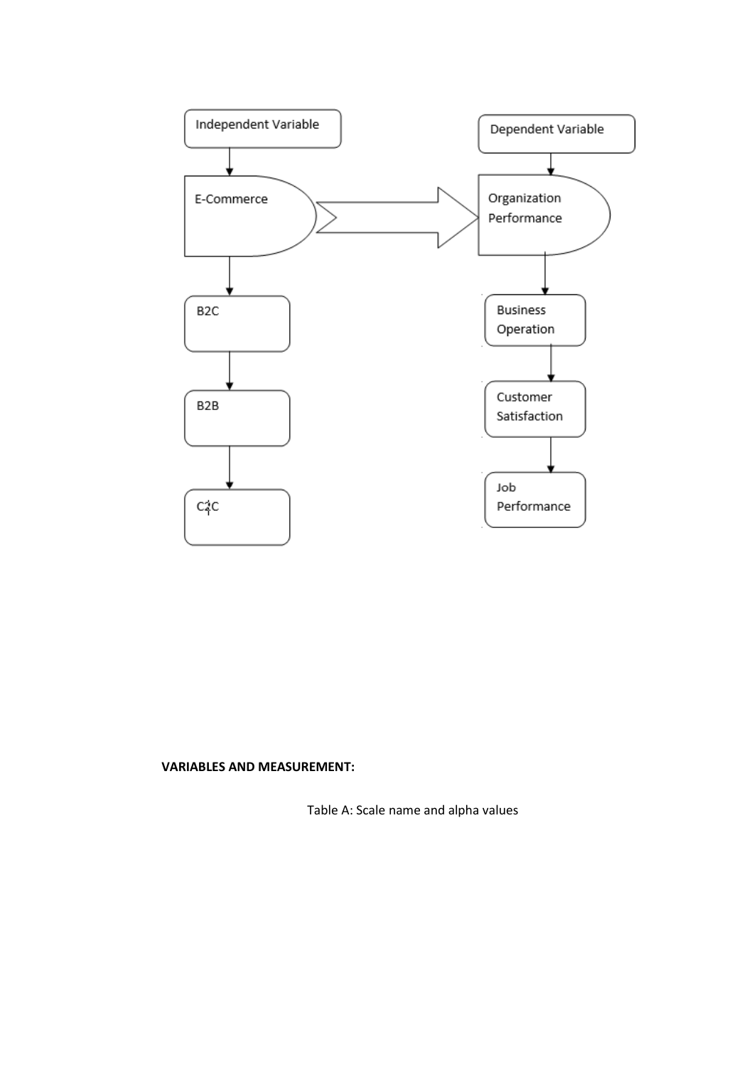Independent Variable

E-Commerce

B2C

B2B

C2C

Dependent Variable

Organization Performance

Business Operation

Customer Satisfaction

Job Performance

**VARIABLES AND MEASUREMENT:**

Table A: Scale name and alpha values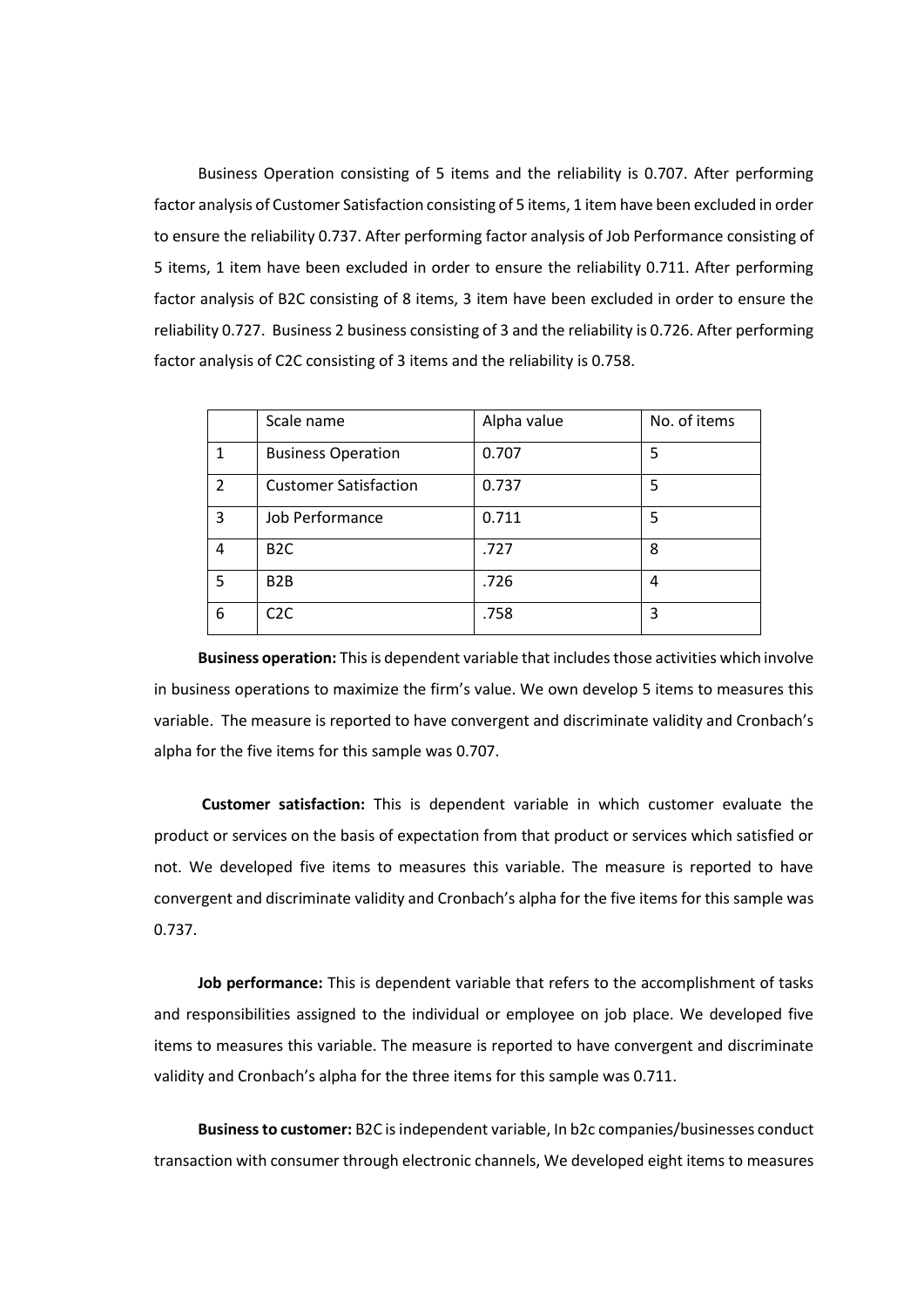Business Operation consisting of 5 items and the reliability is 0.707. After performing factor analysis of Customer Satisfaction consisting of 5 items, 1 item have been excluded in order to ensure the reliability 0.737. After performing factor analysis of Job Performance consisting of 5 items, 1 item have been excluded in order to ensure the reliability 0.711. After performing factor analysis of B2C consisting of 8 items, 3 item have been excluded in order to ensure the reliability 0.727. Business 2 business consisting of 3 and the reliability is 0.726. After performing factor analysis of C2C consisting of 3 items and the reliability is 0.758.

| | Scale name | Alpha value | No. of items |
|---|---|---|---|
| 1 | Business Operation | 0.707 | 5 |
| 2 | Customer Satisfaction | 0.737 | 5 |
| 3 | Job Performance | 0.711 | 5 |
| 4 | B2C | .727 | 8 |
| 5 | B2B | .726 | 4 |
| 6 | C2C | .758 | 3 |

**Business operation:** This is dependent variable that includes those activities which involve in business operations to maximize the firm's value. We own develop 5 items to measures this variable. The measure is reported to have convergent and discriminate validity and Cronbach's alpha for the five items for this sample was 0.707.

**Customer satisfaction:** This is dependent variable in which customer evaluate the product or services on the basis of expectation from that product or services which satisfied or not. We developed five items to measures this variable. The measure is reported to have convergent and discriminate validity and Cronbach's alpha for the five items for this sample was 0.737.

**Job performance:** This is dependent variable that refers to the accomplishment of tasks and responsibilities assigned to the individual or employee on job place. We developed five items to measures this variable. The measure is reported to have convergent and discriminate validity and Cronbach's alpha for the three items for this sample was 0.711.

**Business to customer:** B2C is independent variable, In b2c companies/businesses conduct transaction with consumer through electronic channels, We developed eight items to measures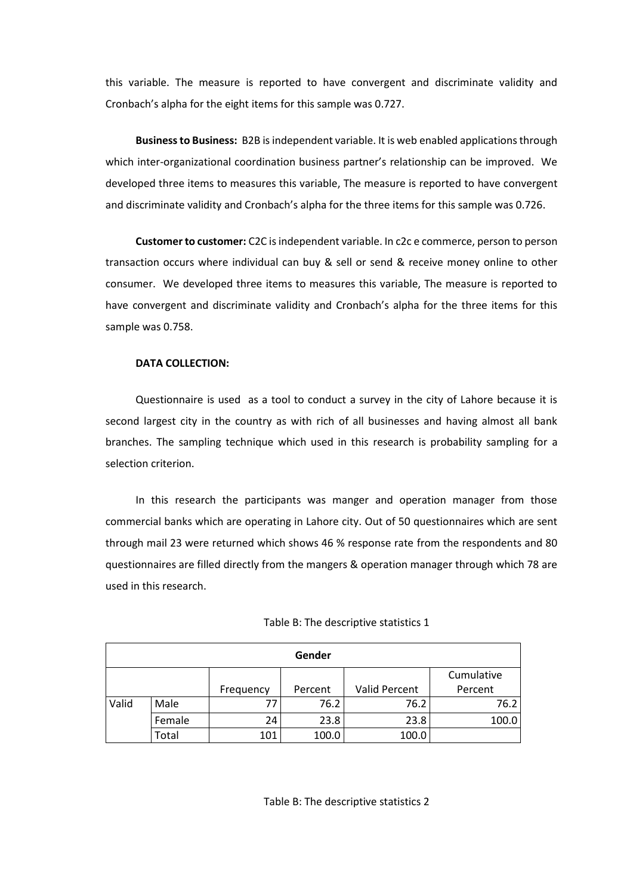this variable. The measure is reported to have convergent and discriminate validity and Cronbach's alpha for the eight items for this sample was 0.727.

**Business to Business:** B2B is independent variable. It is web enabled applications through which inter-organizational coordination business partner's relationship can be improved. We developed three items to measures this variable, The measure is reported to have convergent and discriminate validity and Cronbach's alpha for the three items for this sample was 0.726.

**Customer to customer:** C2C is independent variable. In c2c e commerce, person to person transaction occurs where individual can buy & sell or send & receive money online to other consumer. We developed three items to measures this variable, The measure is reported to have convergent and discriminate validity and Cronbach's alpha for the three items for this sample was 0.758.

**DATA COLLECTION:**

Questionnaire is used as a tool to conduct a survey in the city of Lahore because it is second largest city in the country as with rich of all businesses and having almost all bank branches. The sampling technique which used in this research is probability sampling for a selection criterion.

In this research the participants was manger and operation manager from those commercial banks which are operating in Lahore city. Out of 50 questionnaires which are sent through mail 23 were returned which shows 46 % response rate from the respondents and 80 questionnaires are filled directly from the mangers & operation manager through which 78 are used in this research.

Table B: The descriptive statistics 1

| Gender | | | | | |
|---|---|---|---|---|---|
| | | Frequency | Percent | Valid Percent | Cumulative Percent |
| Valid | Male | 77 | 76.2 | 76.2 | 76.2 |
| | Female | 24 | 23.8 | 23.8 | 100.0 |
| | Total | 101 | 100.0 | 100.0 | |

Table B: The descriptive statistics 2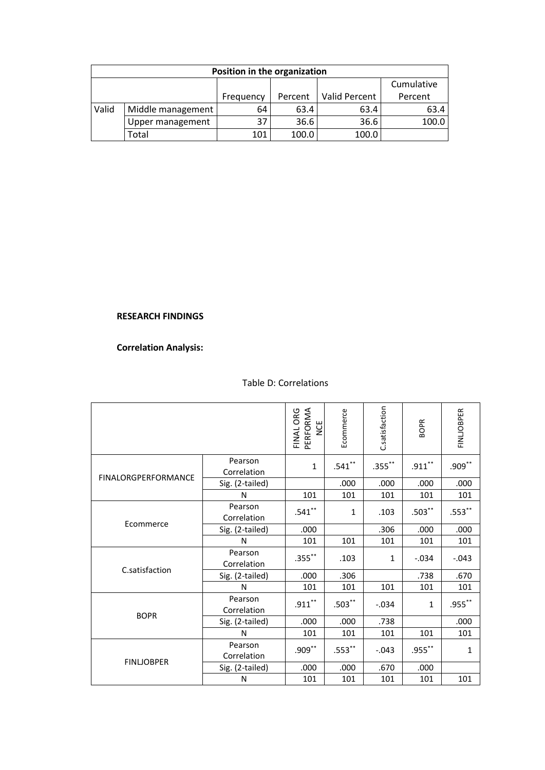| Position in the organization | | | | | |
|---|---|---|---|---|---|
| | | Frequency | Percent | Valid Percent | Cumulative Percent |
| Valid | Middle management | 64 | 63.4 | 63.4 | 63.4 |
| | Upper management | 37 | 36.6 | 36.6 | 100.0 |
| | Total | 101 | 100.0 | 100.0 | |

**RESEARCH FINDINGS**

**Correlation Analysis:**

Table D: Correlations

| | | FINAL ORG PERFORMANCE | Ecommerce | C.satisfaction | BOPR | FINLJOBPER |
|---|---|---|---|---|---|---|
| FINALORGPERFORMANCE | Pearson Correlation | 1 | .541** | .355** | .911** | .909** |
| | Sig. (2-tailed) | | .000 | .000 | .000 | .000 |
| | N | 101 | 101 | 101 | 101 | 101 |
| Ecommerce | Pearson Correlation | .541** | 1 | .103 | .503** | .553** |
| | Sig. (2-tailed) | .000 | | .306 | .000 | .000 |
| | N | 101 | 101 | 101 | 101 | 101 |
| C.satisfaction | Pearson Correlation | .355** | .103 | 1 | -.034 | -.043 |
| | Sig. (2-tailed) | .000 | .306 | | .738 | .670 |
| | N | 101 | 101 | 101 | 101 | 101 |
| BOPR | Pearson Correlation | .911** | .503** | -.034 | 1 | .955** |
| | Sig. (2-tailed) | .000 | .000 | .738 | | .000 |
| | N | 101 | 101 | 101 | 101 | 101 |
| FINLJOBPER | Pearson Correlation | .909** | .553** | -.043 | .955** | 1 |
| | Sig. (2-tailed) | .000 | .000 | .670 | .000 | |
| | N | 101 | 101 | 101 | 101 | 101 |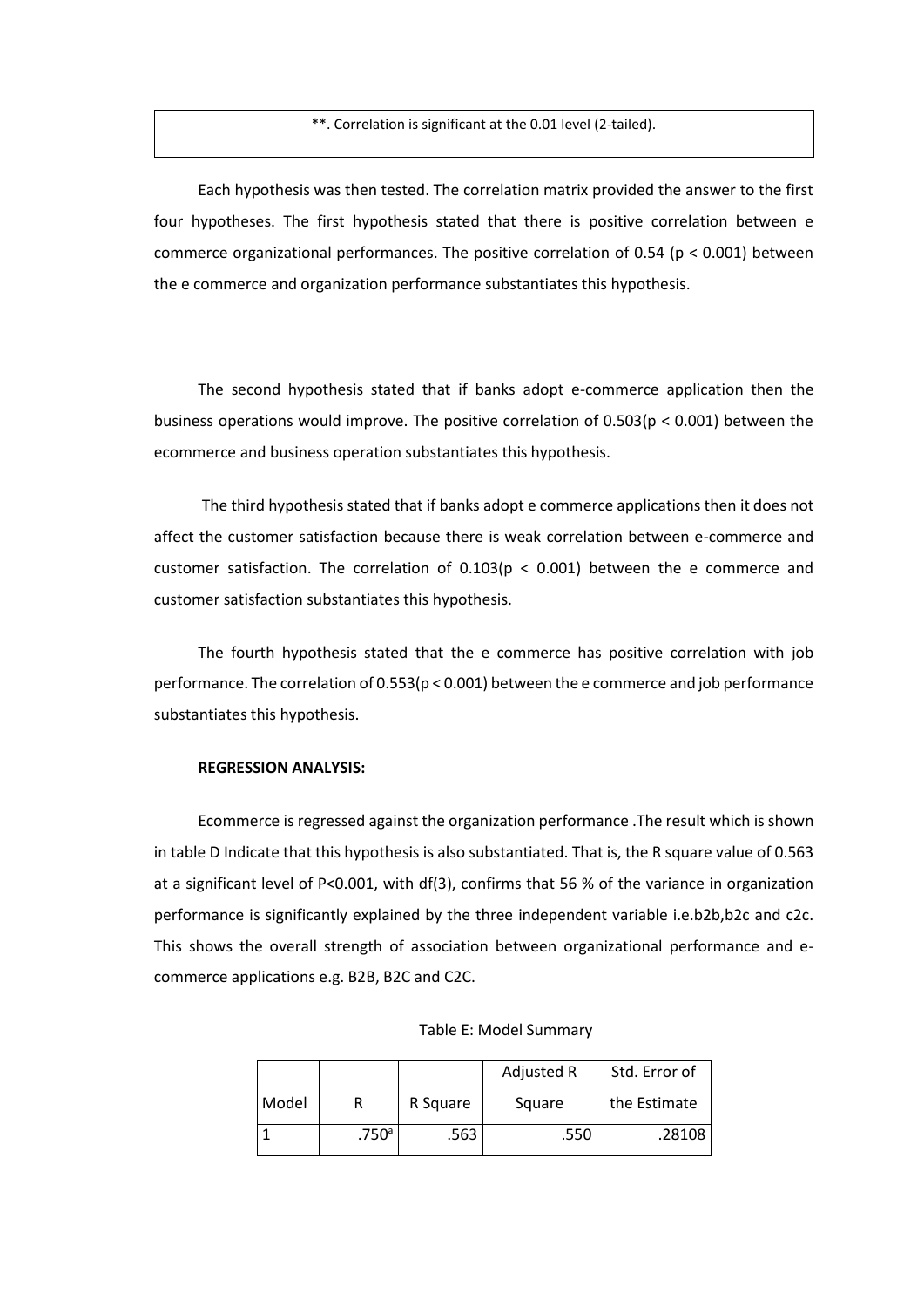| **. Correlation is significant at the 0.01 level (2-tailed). |
|---|

Each hypothesis was then tested. The correlation matrix provided the answer to the first four hypotheses. The first hypothesis stated that there is positive correlation between e commerce organizational performances. The positive correlation of 0.54 ($p < 0.001$) between the e commerce and organization performance substantiates this hypothesis.

The second hypothesis stated that if banks adopt e-commerce application then the business operations would improve. The positive correlation of 0.503($p < 0.001$) between the ecommerce and business operation substantiates this hypothesis.

The third hypothesis stated that if banks adopt e commerce applications then it does not affect the customer satisfaction because there is weak correlation between e-commerce and customer satisfaction. The correlation of 0.103($p < 0.001$) between the e commerce and customer satisfaction substantiates this hypothesis.

The fourth hypothesis stated that the e commerce has positive correlation with job performance. The correlation of 0.553($p < 0.001$) between the e commerce and job performance substantiates this hypothesis.

**REGRESSION ANALYSIS:**

Ecommerce is regressed against the organization performance .The result which is shown in table D Indicate that this hypothesis is also substantiated. That is, the R square value of 0.563 at a significant level of $P<0.001$, with df(3), confirms that 56 % of the variance in organization performance is significantly explained by the three independent variable i.e.b2b,b2c and c2c. This shows the overall strength of association between organizational performance and e-commerce applications e.g. B2B, B2C and C2C.

Table E: Model Summary

| Model | R | R Square | Adjusted R Square | Std. Error of the Estimate |
|---|---|---|---|---|
| 1 | .750[a] | .563 | .550 | .28108 |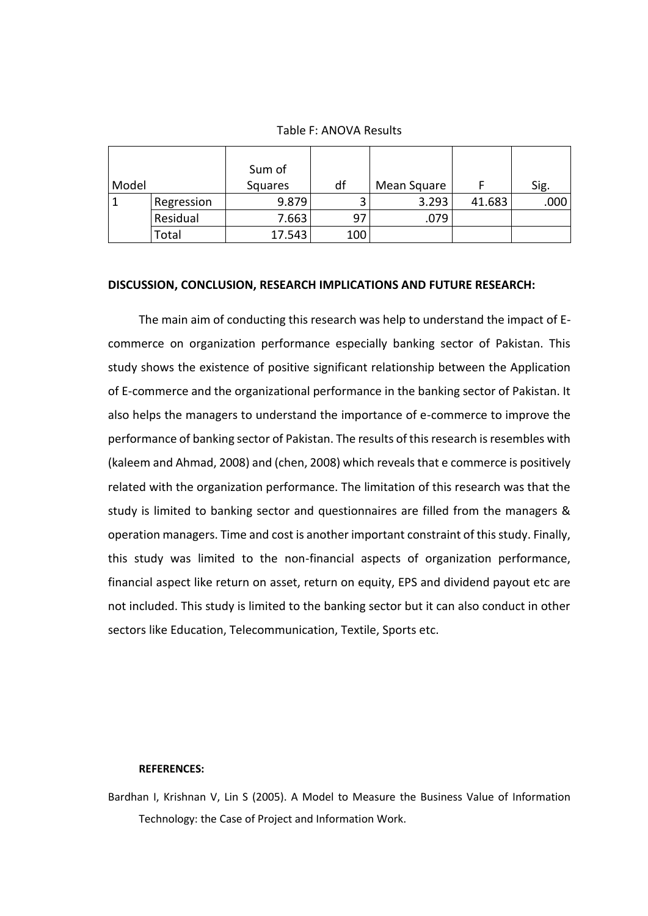Table F: ANOVA Results

| Model | | Sum of Squares | df | Mean Square | F | Sig. |
|---|---|---|---|---|---|---|
| 1 | Regression | 9.879 | 3 | 3.293 | 41.683 | .000 |
| | Residual | 7.663 | 97 | .079 | | |
| | Total | 17.543 | 100 | | | |

**DISCUSSION, CONCLUSION, RESEARCH IMPLICATIONS AND FUTURE RESEARCH:**

The main aim of conducting this research was help to understand the impact of E-commerce on organization performance especially banking sector of Pakistan. This study shows the existence of positive significant relationship between the Application of E-commerce and the organizational performance in the banking sector of Pakistan. It also helps the managers to understand the importance of e-commerce to improve the performance of banking sector of Pakistan. The results of this research is resembles with (kaleem and Ahmad, 2008) and (chen, 2008) which reveals that e commerce is positively related with the organization performance. The limitation of this research was that the study is limited to banking sector and questionnaires are filled from the managers & operation managers. Time and cost is another important constraint of this study. Finally, this study was limited to the non-financial aspects of organization performance, financial aspect like return on asset, return on equity, EPS and dividend payout etc are not included. This study is limited to the banking sector but it can also conduct in other sectors like Education, Telecommunication, Textile, Sports etc.

**REFERENCES:**

Bardhan I, Krishnan V, Lin S (2005). A Model to Measure the Business Value of Information Technology: the Case of Project and Information Work.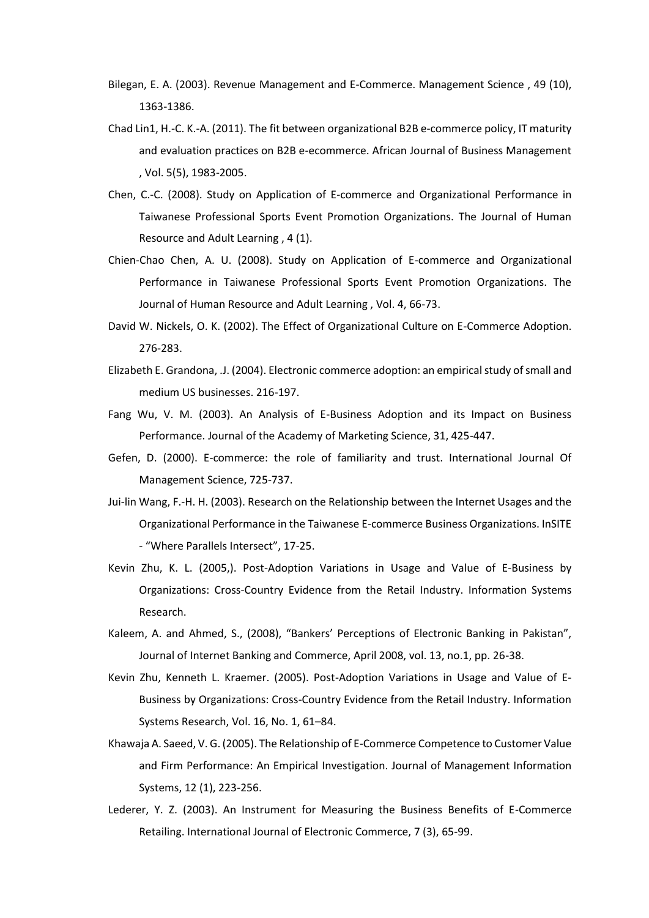Bilegan, E. A. (2003). Revenue Management and E-Commerce. Management Science , 49 (10), 1363-1386.

Chad Lin1, H.-C. K.-A. (2011). The fit between organizational B2B e-commerce policy, IT maturity and evaluation practices on B2B e-ecommerce. African Journal of Business Management , Vol. 5(5), 1983-2005.

Chen, C.-C. (2008). Study on Application of E-commerce and Organizational Performance in Taiwanese Professional Sports Event Promotion Organizations. The Journal of Human Resource and Adult Learning , 4 (1).

Chien-Chao Chen, A. U. (2008). Study on Application of E-commerce and Organizational Performance in Taiwanese Professional Sports Event Promotion Organizations. The Journal of Human Resource and Adult Learning , Vol. 4, 66-73.

David W. Nickels, O. K. (2002). The Effect of Organizational Culture on E-Commerce Adoption. 276-283.

Elizabeth E. Grandona, .J. (2004). Electronic commerce adoption: an empirical study of small and medium US businesses. 216-197.

Fang Wu, V. M. (2003). An Analysis of E-Business Adoption and its Impact on Business Performance. Journal of the Academy of Marketing Science, 31, 425-447.

Gefen, D. (2000). E-commerce: the role of familiarity and trust. International Journal Of Management Science, 725-737.

Jui-lin Wang, F.-H. H. (2003). Research on the Relationship between the Internet Usages and the Organizational Performance in the Taiwanese E-commerce Business Organizations. InSITE - "Where Parallels Intersect", 17-25.

Kevin Zhu, K. L. (2005,). Post-Adoption Variations in Usage and Value of E-Business by Organizations: Cross-Country Evidence from the Retail Industry. Information Systems Research.

Kaleem, A. and Ahmed, S., (2008), "Bankers' Perceptions of Electronic Banking in Pakistan", Journal of Internet Banking and Commerce, April 2008, vol. 13, no.1, pp. 26-38.

Kevin Zhu, Kenneth L. Kraemer. (2005). Post-Adoption Variations in Usage and Value of E-Business by Organizations: Cross-Country Evidence from the Retail Industry. Information Systems Research, Vol. 16, No. 1, 61–84.

Khawaja A. Saeed, V. G. (2005). The Relationship of E-Commerce Competence to Customer Value and Firm Performance: An Empirical Investigation. Journal of Management Information Systems, 12 (1), 223-256.

Lederer, Y. Z. (2003). An Instrument for Measuring the Business Benefits of E-Commerce Retailing. International Journal of Electronic Commerce, 7 (3), 65-99.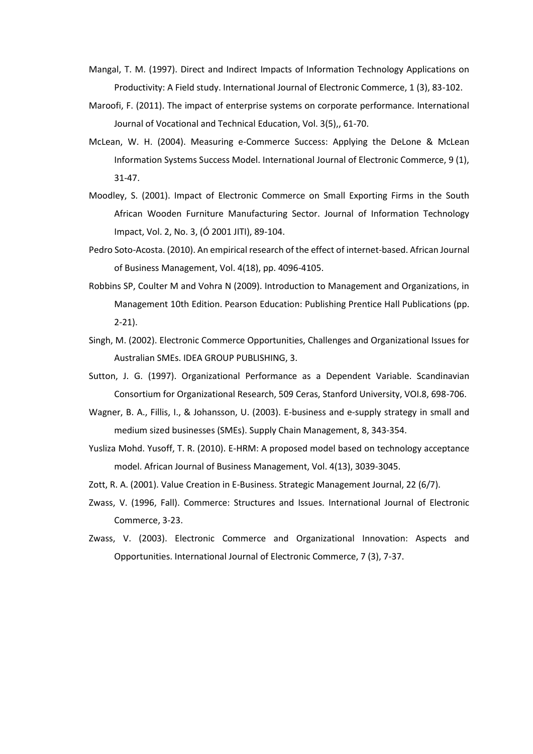Mangal, T. M. (1997). Direct and Indirect Impacts of Information Technology Applications on Productivity: A Field study. International Journal of Electronic Commerce, 1 (3), 83-102.

Maroofi, F. (2011). The impact of enterprise systems on corporate performance. International Journal of Vocational and Technical Education, Vol. 3(5),, 61-70.

McLean, W. H. (2004). Measuring e-Commerce Success: Applying the DeLone & McLean Information Systems Success Model. International Journal of Electronic Commerce, 9 (1), 31-47.

Moodley, S. (2001). Impact of Electronic Commerce on Small Exporting Firms in the South African Wooden Furniture Manufacturing Sector. Journal of Information Technology Impact, Vol. 2, No. 3, (Ó 2001 JITI), 89-104.

Pedro Soto-Acosta. (2010). An empirical research of the effect of internet-based. African Journal of Business Management, Vol. 4(18), pp. 4096-4105.

Robbins SP, Coulter M and Vohra N (2009). Introduction to Management and Organizations, in Management 10th Edition. Pearson Education: Publishing Prentice Hall Publications (pp. 2-21).

Singh, M. (2002). Electronic Commerce Opportunities, Challenges and Organizational Issues for Australian SMEs. IDEA GROUP PUBLISHING, 3.

Sutton, J. G. (1997). Organizational Performance as a Dependent Variable. Scandinavian Consortium for Organizational Research, 509 Ceras, Stanford University, VOI.8, 698-706.

Wagner, B. A., Fillis, I., & Johansson, U. (2003). E-business and e-supply strategy in small and medium sized businesses (SMEs). Supply Chain Management, 8, 343-354.

Yusliza Mohd. Yusoff, T. R. (2010). E-HRM: A proposed model based on technology acceptance model. African Journal of Business Management, Vol. 4(13), 3039-3045.

Zott, R. A. (2001). Value Creation in E-Business. Strategic Management Journal, 22 (6/7).

Zwass, V. (1996, Fall). Commerce: Structures and Issues. International Journal of Electronic Commerce, 3-23.

Zwass, V. (2003). Electronic Commerce and Organizational Innovation: Aspects and Opportunities. International Journal of Electronic Commerce, 7 (3), 7-37.